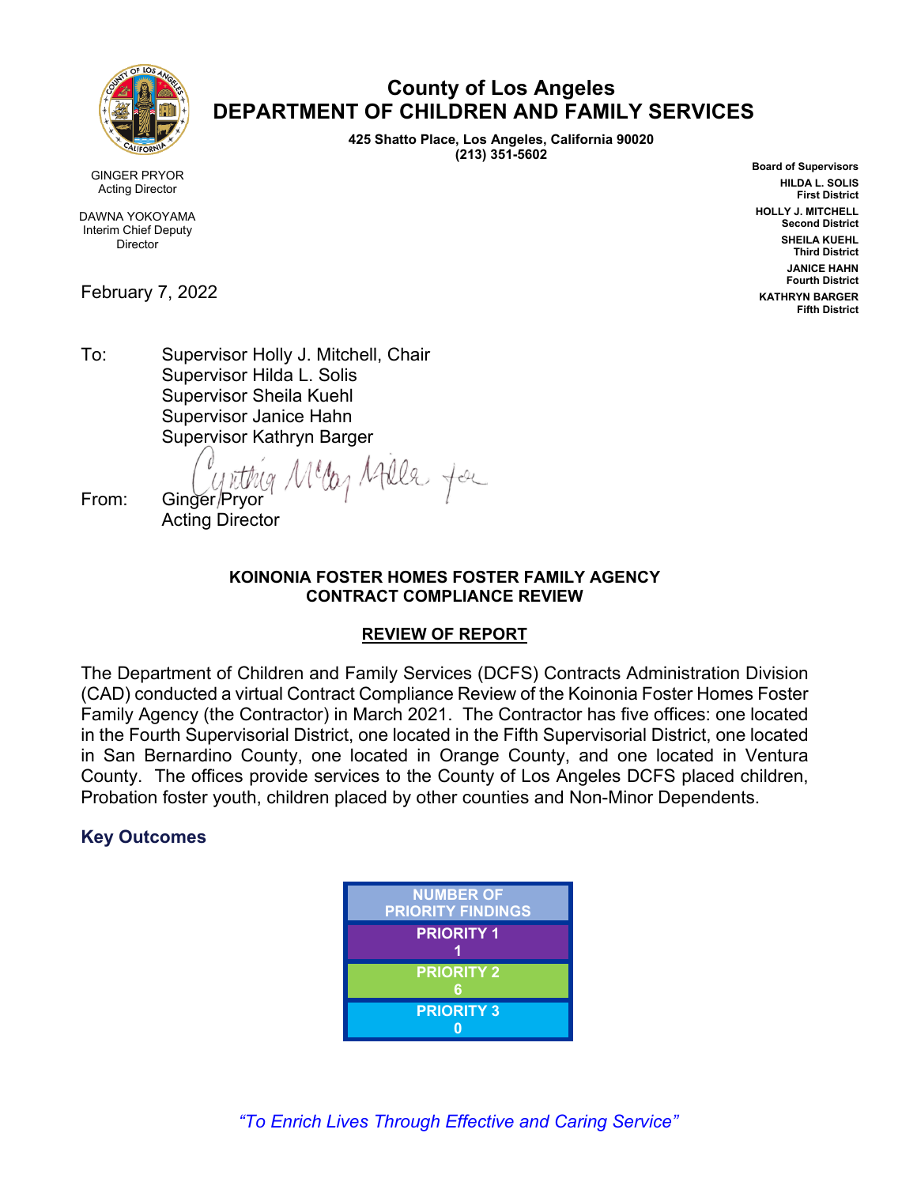# County of Los Angeles
# DEPARTMENT OF CHILDREN AND FAMILY SERVICES

**425 Shatto Place, Los Angeles, California 90020**
**(213) 351-5602**

GINGER PRYOR
Acting Director

DAWNA YOKOYAMA
Interim Chief Deputy Director

**Board of Supervisors**
**HILDA L. SOLIS**
**First District**
**HOLLY J. MITCHELL**
**Second District**
**SHEILA KUEHL**
**Third District**
**JANICE HAHN**
**Fourth District**
**KATHRYN BARGER**
**Fifth District**

February 7, 2022

To: Supervisor Holly J. Mitchell, Chair
Supervisor Hilda L. Solis
Supervisor Sheila Kuehl
Supervisor Janice Hahn
Supervisor Kathryn Barger

From: Ginger Pryor
Acting Director

Cynthia McCoy Miller for

**KOINONIA FOSTER HOMES FOSTER FAMILY AGENCY**
**CONTRACT COMPLIANCE REVIEW**

**REVIEW OF REPORT**

The Department of Children and Family Services (DCFS) Contracts Administration Division (CAD) conducted a virtual Contract Compliance Review of the Koinonia Foster Homes Foster Family Agency (the Contractor) in March 2021. The Contractor has five offices: one located in the Fourth Supervisorial District, one located in the Fifth Supervisorial District, one located in San Bernardino County, one located in Orange County, and one located in Ventura County. The offices provide services to the County of Los Angeles DCFS placed children, Probation foster youth, children placed by other counties and Non-Minor Dependents.

## Key Outcomes

| NUMBER OF PRIORITY FINDINGS |
|---|
| PRIORITY 1<br>1 |
| PRIORITY 2<br>6 |
| PRIORITY 3<br>0 |

*"To Enrich Lives Through Effective and Caring Service"*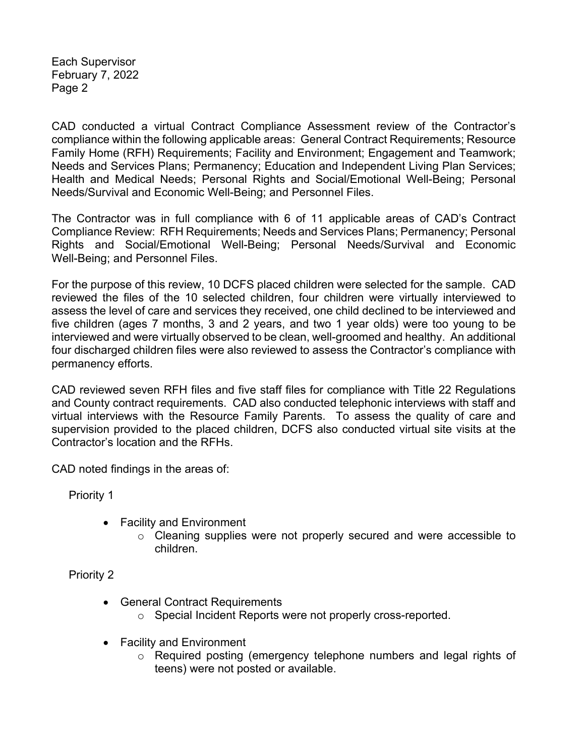CAD conducted a virtual Contract Compliance Assessment review of the Contractor's compliance within the following applicable areas: General Contract Requirements; Resource Family Home (RFH) Requirements; Facility and Environment; Engagement and Teamwork; Needs and Services Plans; Permanency; Education and Independent Living Plan Services; Health and Medical Needs; Personal Rights and Social/Emotional Well-Being; Personal Needs/Survival and Economic Well-Being; and Personnel Files.

The Contractor was in full compliance with 6 of 11 applicable areas of CAD's Contract Compliance Review: RFH Requirements; Needs and Services Plans; Permanency; Personal Rights and Social/Emotional Well-Being; Personal Needs/Survival and Economic Well-Being; and Personnel Files.

For the purpose of this review, 10 DCFS placed children were selected for the sample. CAD reviewed the files of the 10 selected children, four children were virtually interviewed to assess the level of care and services they received, one child declined to be interviewed and five children (ages 7 months, 3 and 2 years, and two 1 year olds) were too young to be interviewed and were virtually observed to be clean, well-groomed and healthy. An additional four discharged children files were also reviewed to assess the Contractor's compliance with permanency efforts.

CAD reviewed seven RFH files and five staff files for compliance with Title 22 Regulations and County contract requirements. CAD also conducted telephonic interviews with staff and virtual interviews with the Resource Family Parents. To assess the quality of care and supervision provided to the placed children, DCFS also conducted virtual site visits at the Contractor's location and the RFHs.

CAD noted findings in the areas of:

Priority 1

- Facility and Environment
  - Cleaning supplies were not properly secured and were accessible to children.

Priority 2

- General Contract Requirements
  - Special Incident Reports were not properly cross-reported.
- Facility and Environment
  - Required posting (emergency telephone numbers and legal rights of teens) were not posted or available.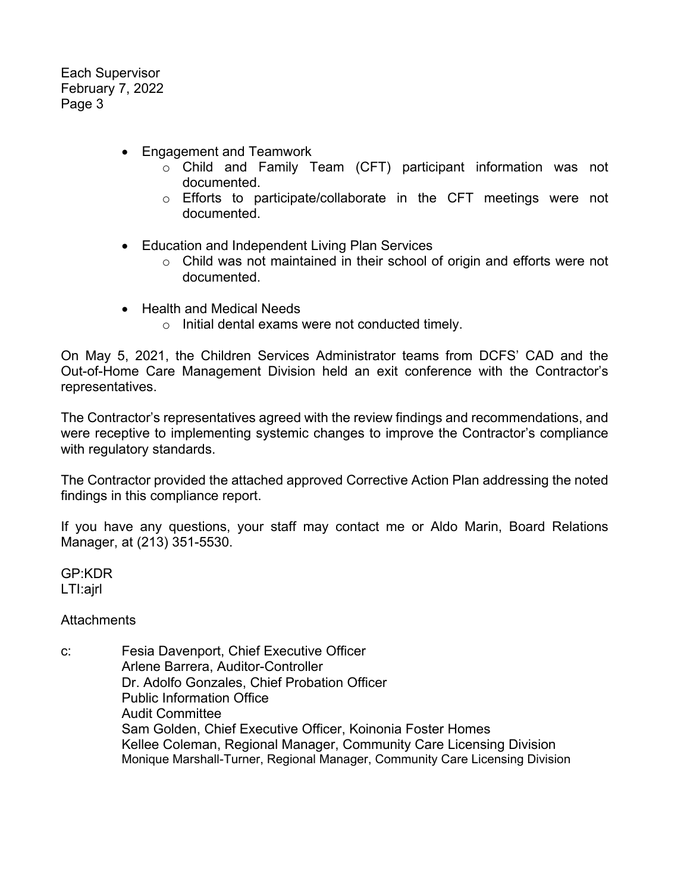- Engagement and Teamwork
  - Child and Family Team (CFT) participant information was not documented.
  - Efforts to participate/collaborate in the CFT meetings were not documented.

- Education and Independent Living Plan Services
  - Child was not maintained in their school of origin and efforts were not documented.

- Health and Medical Needs
  - Initial dental exams were not conducted timely.

On May 5, 2021, the Children Services Administrator teams from DCFS' CAD and the Out-of-Home Care Management Division held an exit conference with the Contractor's representatives.

The Contractor's representatives agreed with the review findings and recommendations, and were receptive to implementing systemic changes to improve the Contractor's compliance with regulatory standards.

The Contractor provided the attached approved Corrective Action Plan addressing the noted findings in this compliance report.

If you have any questions, your staff may contact me or Aldo Marin, Board Relations Manager, at (213) 351-5530.

GP:KDR
LTI:ajrl

Attachments

c: Fesia Davenport, Chief Executive Officer
Arlene Barrera, Auditor-Controller
Dr. Adolfo Gonzales, Chief Probation Officer
Public Information Office
Audit Committee
Sam Golden, Chief Executive Officer, Koinonia Foster Homes
Kellee Coleman, Regional Manager, Community Care Licensing Division
Monique Marshall-Turner, Regional Manager, Community Care Licensing Division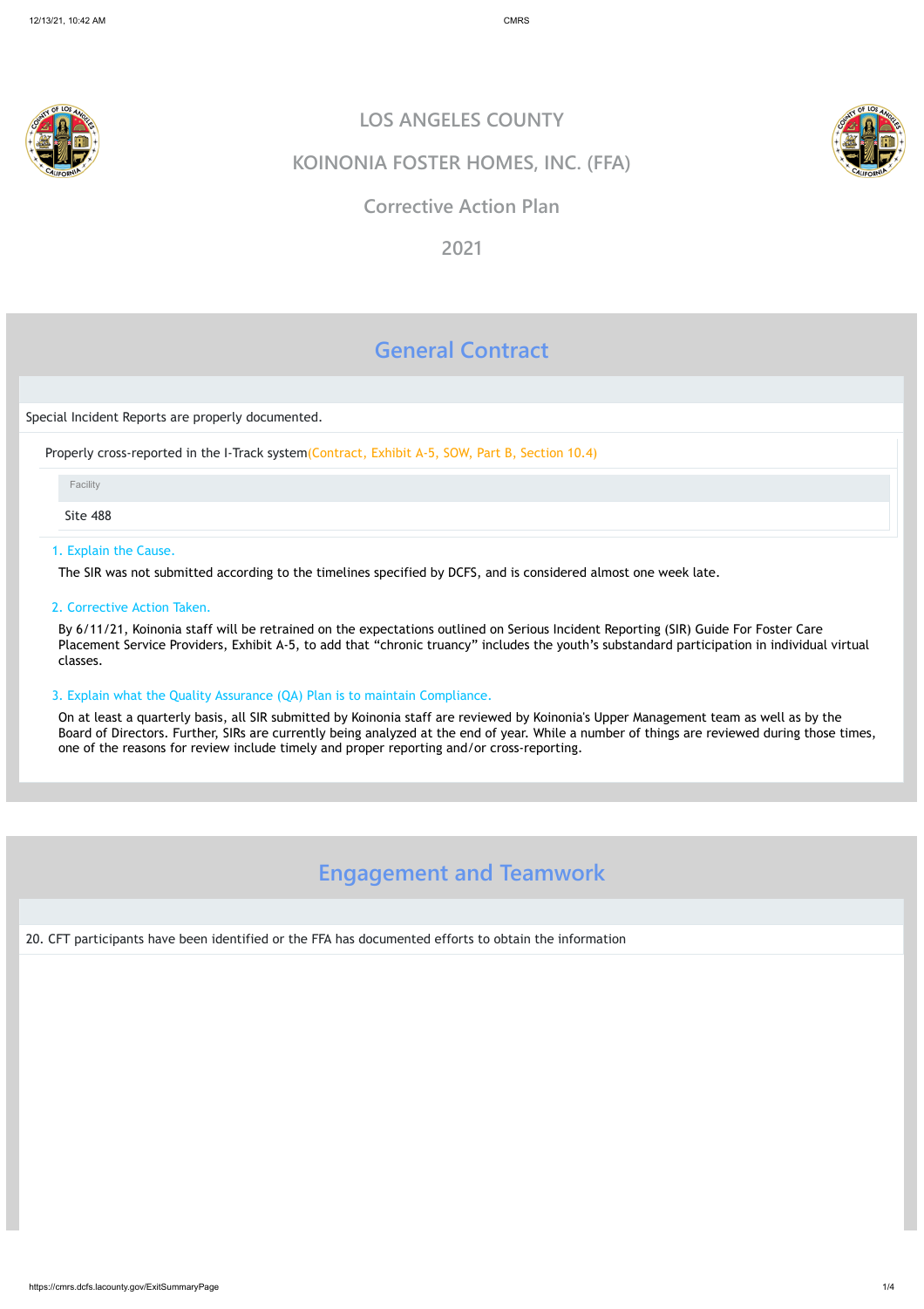# LOS ANGELES COUNTY

# KOINONIA FOSTER HOMES, INC. (FFA)

## Corrective Action Plan

## 2021

## General Contract

Special Incident Reports are properly documented.

Properly cross-reported in the I-Track system(Contract, Exhibit A-5, SOW, Part B, Section 10.4)

| Facility |
| --- |
| Site 488 |

1. Explain the Cause.

The SIR was not submitted according to the timelines specified by DCFS, and is considered almost one week late.

2. Corrective Action Taken.

By 6/11/21, Koinonia staff will be retrained on the expectations outlined on Serious Incident Reporting (SIR) Guide For Foster Care Placement Service Providers, Exhibit A-5, to add that "chronic truancy" includes the youth's substandard participation in individual virtual classes.

3. Explain what the Quality Assurance (QA) Plan is to maintain Compliance.

On at least a quarterly basis, all SIR submitted by Koinonia staff are reviewed by Koinonia's Upper Management team as well as by the Board of Directors. Further, SIRs are currently being analyzed at the end of year. While a number of things are reviewed during those times, one of the reasons for review include timely and proper reporting and/or cross-reporting.

## Engagement and Teamwork

20. CFT participants have been identified or the FFA has documented efforts to obtain the information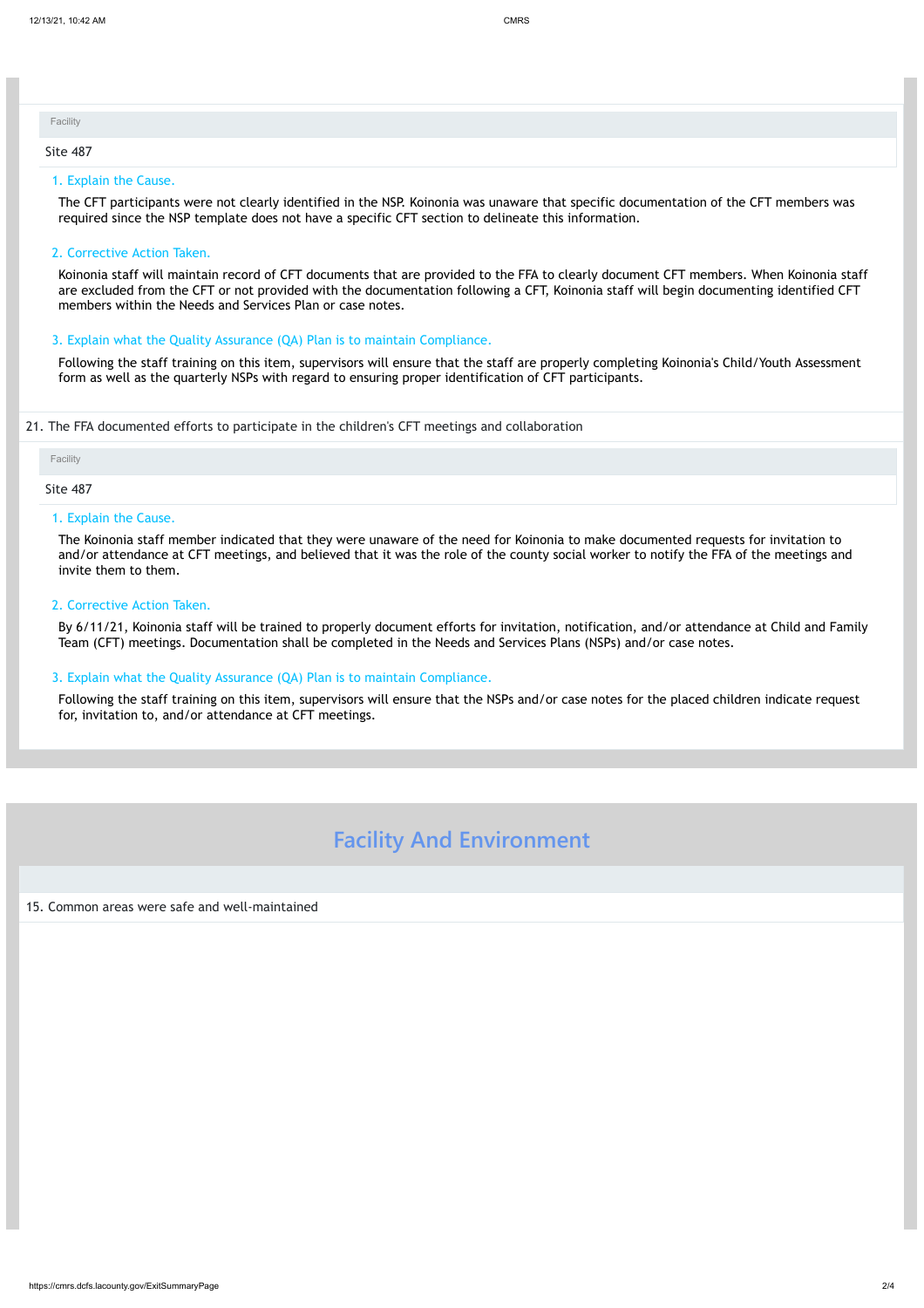Facility

Site 487

1. Explain the Cause.

The CFT participants were not clearly identified in the NSP. Koinonia was unaware that specific documentation of the CFT members was required since the NSP template does not have a specific CFT section to delineate this information.

2. Corrective Action Taken.

Koinonia staff will maintain record of CFT documents that are provided to the FFA to clearly document CFT members. When Koinonia staff are excluded from the CFT or not provided with the documentation following a CFT, Koinonia staff will begin documenting identified CFT members within the Needs and Services Plan or case notes.

3. Explain what the Quality Assurance (QA) Plan is to maintain Compliance.

Following the staff training on this item, supervisors will ensure that the staff are properly completing Koinonia's Child/Youth Assessment form as well as the quarterly NSPs with regard to ensuring proper identification of CFT participants.

21. The FFA documented efforts to participate in the children's CFT meetings and collaboration

Facility

Site 487

1. Explain the Cause.

The Koinonia staff member indicated that they were unaware of the need for Koinonia to make documented requests for invitation to and/or attendance at CFT meetings, and believed that it was the role of the county social worker to notify the FFA of the meetings and invite them to them.

2. Corrective Action Taken.

By 6/11/21, Koinonia staff will be trained to properly document efforts for invitation, notification, and/or attendance at Child and Family Team (CFT) meetings. Documentation shall be completed in the Needs and Services Plans (NSPs) and/or case notes.

3. Explain what the Quality Assurance (QA) Plan is to maintain Compliance.

Following the staff training on this item, supervisors will ensure that the NSPs and/or case notes for the placed children indicate request for, invitation to, and/or attendance at CFT meetings.

## Facility And Environment

15. Common areas were safe and well-maintained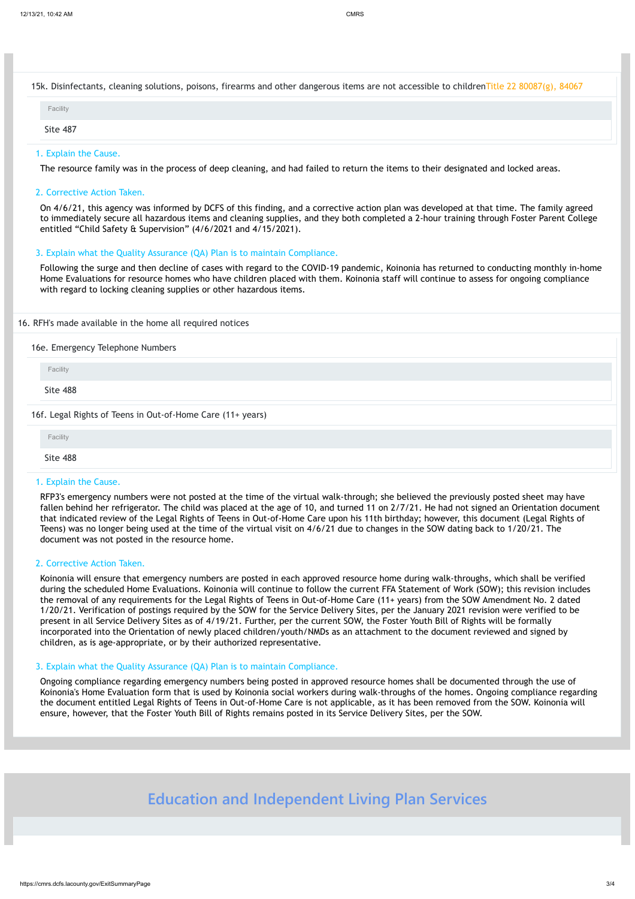15k. Disinfectants, cleaning solutions, poisons, firearms and other dangerous items are not accessible to children Title 22 80087(g), 84067

| Facility |
| --- |
| Site 487 |

1. Explain the Cause.

The resource family was in the process of deep cleaning, and had failed to return the items to their designated and locked areas.

2. Corrective Action Taken.

On 4/6/21, this agency was informed by DCFS of this finding, and a corrective action plan was developed at that time. The family agreed to immediately secure all hazardous items and cleaning supplies, and they both completed a 2-hour training through Foster Parent College entitled "Child Safety & Supervision" (4/6/2021 and 4/15/2021).

3. Explain what the Quality Assurance (QA) Plan is to maintain Compliance.

Following the surge and then decline of cases with regard to the COVID-19 pandemic, Koinonia has returned to conducting monthly in-home Home Evaluations for resource homes who have children placed with them. Koinonia staff will continue to assess for ongoing compliance with regard to locking cleaning supplies or other hazardous items.

16. RFH's made available in the home all required notices

16e. Emergency Telephone Numbers

| Facility |
| --- |
| Site 488 |

16f. Legal Rights of Teens in Out-of-Home Care (11+ years)

| Facility |
| --- |
| Site 488 |

1. Explain the Cause.

RFP3's emergency numbers were not posted at the time of the virtual walk-through; she believed the previously posted sheet may have fallen behind her refrigerator. The child was placed at the age of 10, and turned 11 on 2/7/21. He had not signed an Orientation document that indicated review of the Legal Rights of Teens in Out-of-Home Care upon his 11th birthday; however, this document (Legal Rights of Teens) was no longer being used at the time of the virtual visit on 4/6/21 due to changes in the SOW dating back to 1/20/21. The document was not posted in the resource home.

2. Corrective Action Taken.

Koinonia will ensure that emergency numbers are posted in each approved resource home during walk-throughs, which shall be verified during the scheduled Home Evaluations. Koinonia will continue to follow the current FFA Statement of Work (SOW); this revision includes the removal of any requirements for the Legal Rights of Teens in Out-of-Home Care (11+ years) from the SOW Amendment No. 2 dated 1/20/21. Verification of postings required by the SOW for the Service Delivery Sites, per the January 2021 revision were verified to be present in all Service Delivery Sites as of 4/19/21. Further, per the current SOW, the Foster Youth Bill of Rights will be formally incorporated into the Orientation of newly placed children/youth/NMDs as an attachment to the document reviewed and signed by children, as is age-appropriate, or by their authorized representative.

3. Explain what the Quality Assurance (QA) Plan is to maintain Compliance.

Ongoing compliance regarding emergency numbers being posted in approved resource homes shall be documented through the use of Koinonia's Home Evaluation form that is used by Koinonia social workers during walk-throughs of the homes. Ongoing compliance regarding the document entitled Legal Rights of Teens in Out-of-Home Care is not applicable, as it has been removed from the SOW. Koinonia will ensure, however, that the Foster Youth Bill of Rights remains posted in its Service Delivery Sites, per the SOW.

## Education and Independent Living Plan Services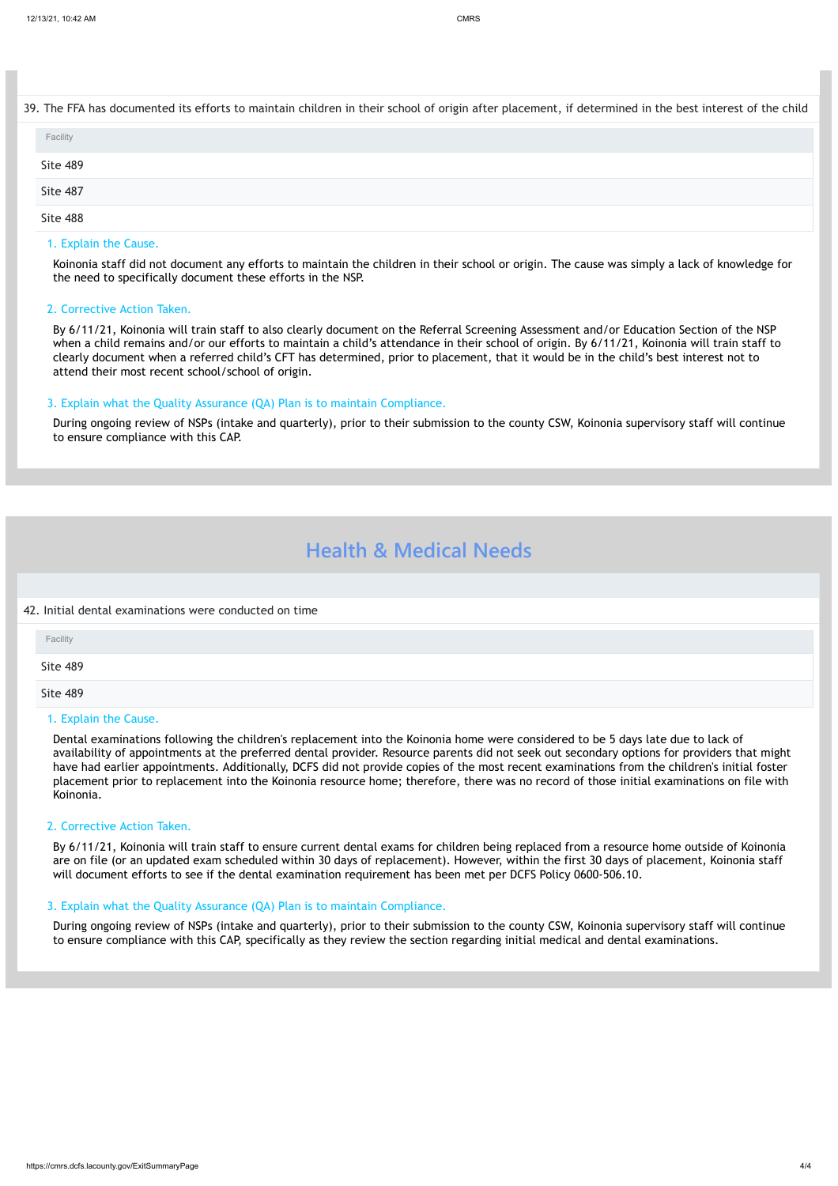39. The FFA has documented its efforts to maintain children in their school of origin after placement, if determined in the best interest of the child

| Facility |
| --- |
| Site 489 |
| Site 487 |
| Site 488 |

1. Explain the Cause.

Koinonia staff did not document any efforts to maintain the children in their school or origin. The cause was simply a lack of knowledge for the need to specifically document these efforts in the NSP.

2. Corrective Action Taken.

By 6/11/21, Koinonia will train staff to also clearly document on the Referral Screening Assessment and/or Education Section of the NSP when a child remains and/or our efforts to maintain a child's attendance in their school of origin. By 6/11/21, Koinonia will train staff to clearly document when a referred child's CFT has determined, prior to placement, that it would be in the child's best interest not to attend their most recent school/school of origin.

3. Explain what the Quality Assurance (QA) Plan is to maintain Compliance.

During ongoing review of NSPs (intake and quarterly), prior to their submission to the county CSW, Koinonia supervisory staff will continue to ensure compliance with this CAP.

## Health & Medical Needs

42. Initial dental examinations were conducted on time

| Facility |
| --- |
| Site 489 |
| Site 489 |

1. Explain the Cause.

Dental examinations following the children's replacement into the Koinonia home were considered to be 5 days late due to lack of availability of appointments at the preferred dental provider. Resource parents did not seek out secondary options for providers that might have had earlier appointments. Additionally, DCFS did not provide copies of the most recent examinations from the children's initial foster placement prior to replacement into the Koinonia resource home; therefore, there was no record of those initial examinations on file with Koinonia.

2. Corrective Action Taken.

By 6/11/21, Koinonia will train staff to ensure current dental exams for children being replaced from a resource home outside of Koinonia are on file (or an updated exam scheduled within 30 days of replacement). However, within the first 30 days of placement, Koinonia staff will document efforts to see if the dental examination requirement has been met per DCFS Policy 0600-506.10.

3. Explain what the Quality Assurance (QA) Plan is to maintain Compliance.

During ongoing review of NSPs (intake and quarterly), prior to their submission to the county CSW, Koinonia supervisory staff will continue to ensure compliance with this CAP, specifically as they review the section regarding initial medical and dental examinations.